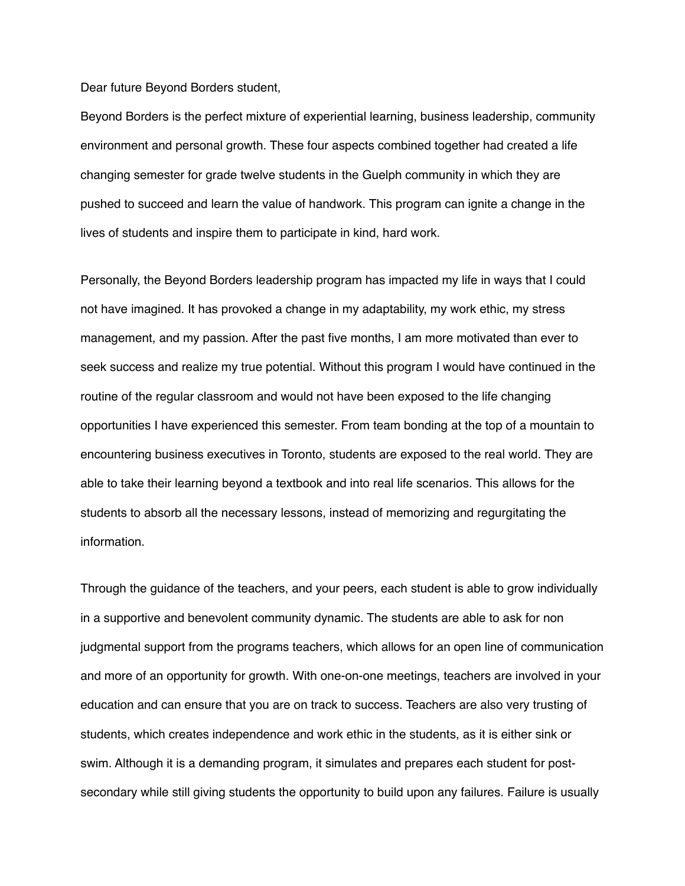Dear future Beyond Borders student,

Beyond Borders is the perfect mixture of experiential learning, business leadership, community environment and personal growth. These four aspects combined together had created a life changing semester for grade twelve students in the Guelph community in which they are pushed to succeed and learn the value of handwork. This program can ignite a change in the lives of students and inspire them to participate in kind, hard work.

Personally, the Beyond Borders leadership program has impacted my life in ways that I could not have imagined. It has provoked a change in my adaptability, my work ethic, my stress management, and my passion. After the past five months, I am more motivated than ever to seek success and realize my true potential. Without this program I would have continued in the routine of the regular classroom and would not have been exposed to the life changing opportunities I have experienced this semester. From team bonding at the top of a mountain to encountering business executives in Toronto, students are exposed to the real world. They are able to take their learning beyond a textbook and into real life scenarios. This allows for the students to absorb all the necessary lessons, instead of memorizing and regurgitating the information.

Through the guidance of the teachers, and your peers, each student is able to grow individually in a supportive and benevolent community dynamic. The students are able to ask for non judgmental support from the programs teachers, which allows for an open line of communication and more of an opportunity for growth. With one-on-one meetings, teachers are involved in your education and can ensure that you are on track to success. Teachers are also very trusting of students, which creates independence and work ethic in the students, as it is either sink or swim. Although it is a demanding program, it simulates and prepares each student for post-secondary while still giving students the opportunity to build upon any failures. Failure is usually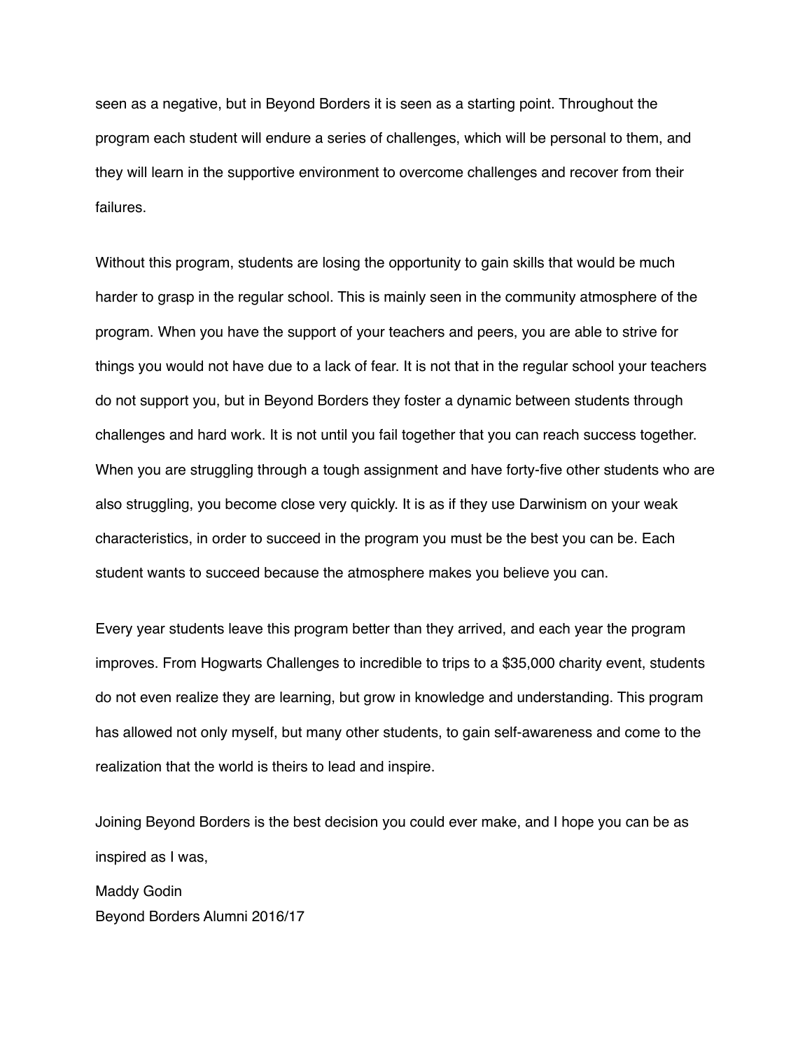seen as a negative, but in Beyond Borders it is seen as a starting point. Throughout the program each student will endure a series of challenges, which will be personal to them, and they will learn in the supportive environment to overcome challenges and recover from their failures.

Without this program, students are losing the opportunity to gain skills that would be much harder to grasp in the regular school. This is mainly seen in the community atmosphere of the program. When you have the support of your teachers and peers, you are able to strive for things you would not have due to a lack of fear. It is not that in the regular school your teachers do not support you, but in Beyond Borders they foster a dynamic between students through challenges and hard work. It is not until you fail together that you can reach success together. When you are struggling through a tough assignment and have forty-five other students who are also struggling, you become close very quickly. It is as if they use Darwinism on your weak characteristics, in order to succeed in the program you must be the best you can be. Each student wants to succeed because the atmosphere makes you believe you can.

Every year students leave this program better than they arrived, and each year the program improves. From Hogwarts Challenges to incredible to trips to a $35,000 charity event, students do not even realize they are learning, but grow in knowledge and understanding. This program has allowed not only myself, but many other students, to gain self-awareness and come to the realization that the world is theirs to lead and inspire.

Joining Beyond Borders is the best decision you could ever make, and I hope you can be as inspired as I was,

Maddy Godin
Beyond Borders Alumni 2016/17